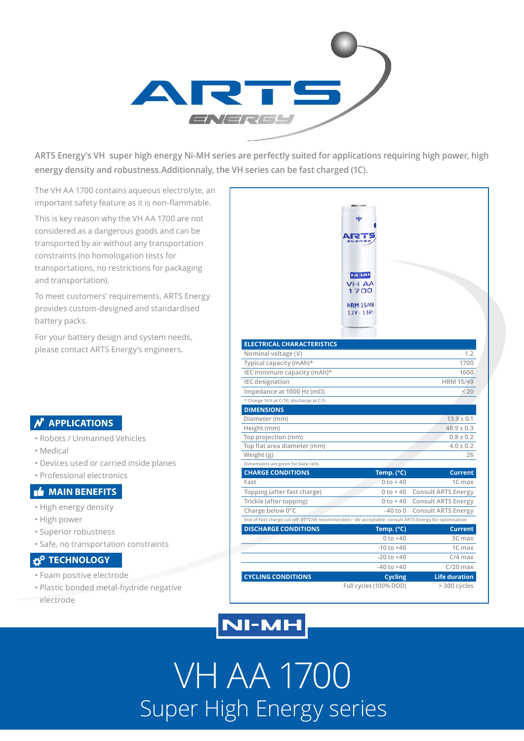ARTS Energy’s VH super high energy Ni-MH series are perfectly suited for applications requiring high power, high energy density and robustness.Additionnaly, the VH series can be fast charged (1C).

The VH AA 1700 contains aqueous electrolyte, an important safety feature as it is non-flammable.

This is key reason why the VH AA 1700 are not considered as a dangerous goods and can be transported by air without any transportation constraints (no homologation tests for transportations, no restrictions for packaging and transportation).

To meet customers’ requirements, ARTS Energy provides custom-designed and standardised battery packs.

For your battery design and system needs, please contact ARTS Energy’s engineers.

## APPLICATIONS

- Robots / Unmanned Vehicles
- Medical
- Devices used or carried inside planes
- Professional electronics

## MAIN BENEFITS

- High energy density
- High power
- Superior robustness
- Safe, no transportation constraints

## TECHNOLOGY

- Foam positive electrode
- Plastic bonded metal-hydride negative electrode

| ELECTRICAL CHARACTERISTICS | |
|---|---|
| Nominal voltage (V) | 1.2 |
| Typical capacity (mAh)* | 1700 |
| IEC minimum capacity (mAh)* | 1600 |
| IEC designation | HRM 15/49 |
| Impedance at 1000 Hz (mΩ) | < 20 |

* Charge 16 h at C/10, discharge at C/5.

| DIMENSIONS | |
|---|---|
| Diameter (mm) | 13.9 ± 0.1 |
| Height (mm) | 48.9 ± 0.3 |
| Top projection (mm) | 0.8 ± 0.2 |
| Top flat area diameter (mm) | 4.0 ± 0.2 |
| Weight (g) | 26 |

Dimensions are given for bare cells.

| CHARGE CONDITIONS | Temp. (°C) | Current |
|---|---|---|
| Fast | 0 to + 40 | 1C max |
| Topping (after fast charge) | 0 to + 40 | Consult ARTS Energy |
| Trickle (after topping) | 0 to + 40 | Consult ARTS Energy |
| Charge below 0°C | -40 to 0 | Consult ARTS Energy |

End of Fast charge cut-off: dT°C/dt recommended / -dV acceptable: consult ARTS Energy for optimisation

| DISCHARGE CONDITIONS | Temp. (°C) | Current |
|---|---|---|
| | 0 to +40 | 3C max |
| | -10 to +40 | 1C max |
| | -20 to +40 | C/4 max |
| | -40 to +40 | C/20 max |

| CYCLING CONDITIONS | Cycling | Life duration |
|---|---|---|
| | Full cycles (100% DOD) | > 300 cycles |

NI-MH

# VH AA 1700

## Super High Energy series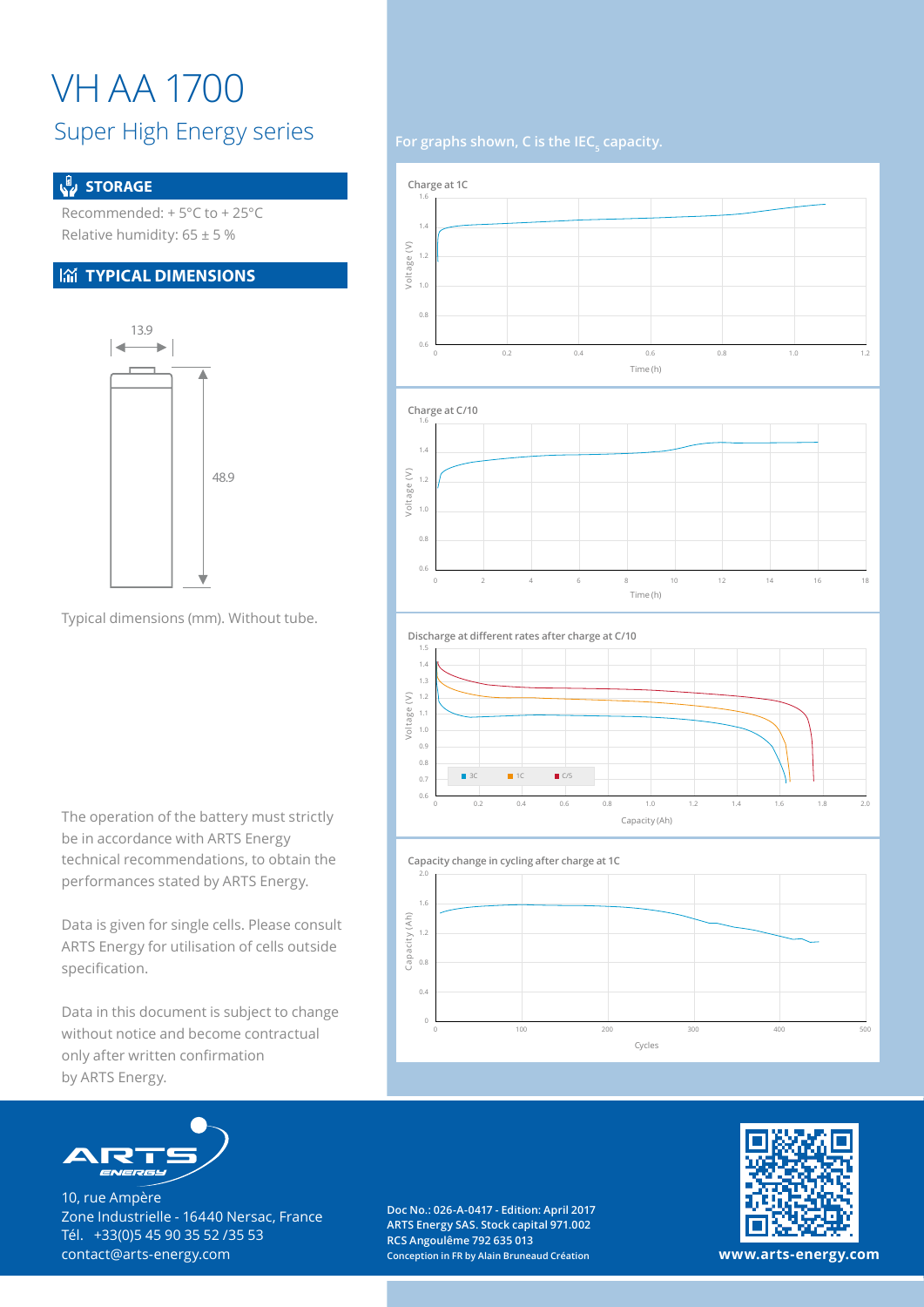# VH AA 1700

## Super High Energy series

### STORAGE

Recommended: + 5°C to + 25°C
Relative humidity: 65 ± 5 %

### TYPICAL DIMENSIONS

13.9

48.9

Typical dimensions (mm). Without tube.

The operation of the battery must strictly be in accordance with ARTS Energy technical recommendations, to obtain the performances stated by ARTS Energy.

Data is given for single cells. Please consult ARTS Energy for utilisation of cells outside specification.

Data in this document is subject to change without notice and become contractual only after written confirmation by ARTS Energy.

**For graphs shown, C is the $IEC_5$ capacity.**

Charge at 1C

Voltage (V): 0.6, 0.8, 1.0, 1.2, 1.4, 1.6
Time (h): 0, 0.2, 0.4, 0.6, 0.8, 1.0, 1.2

Charge at C/10

Voltage (V): 0.6, 0.8, 1.0, 1.2, 1.4, 1.6
Time (h): 0, 2, 4, 6, 8, 10, 12, 14, 16, 18

Discharge at different rates after charge at C/10

Voltage (V): 0.6, 0.7, 0.8, 0.9, 1.0, 1.1, 1.2, 1.3, 1.4, 1.5
Capacity (Ah): 0, 0.2, 0.4, 0.6, 0.8, 1.0, 1.2, 1.4, 1.6, 1.8, 2.0
3C, 1C, C/5

Capacity change in cycling after charge at 1C

Capacity (Ah): 0, 0.4, 0.8, 1.2, 1.6, 2.0
Cycles: 0, 100, 200, 300, 400, 500

ARTS ENERGY

10, rue Ampère
Zone Industrielle - 16440 Nersac, France
Tél. +33(0)5 45 90 35 52 /35 53
contact@arts-energy.com

**Doc No.: 026-A-0417 - Edition: April 2017**
**ARTS Energy SAS. Stock capital 971.002**
**RCS Angoulême 792 635 013**
**Conception in FR by Alain Bruneaud Création**

**www.arts-energy.com**